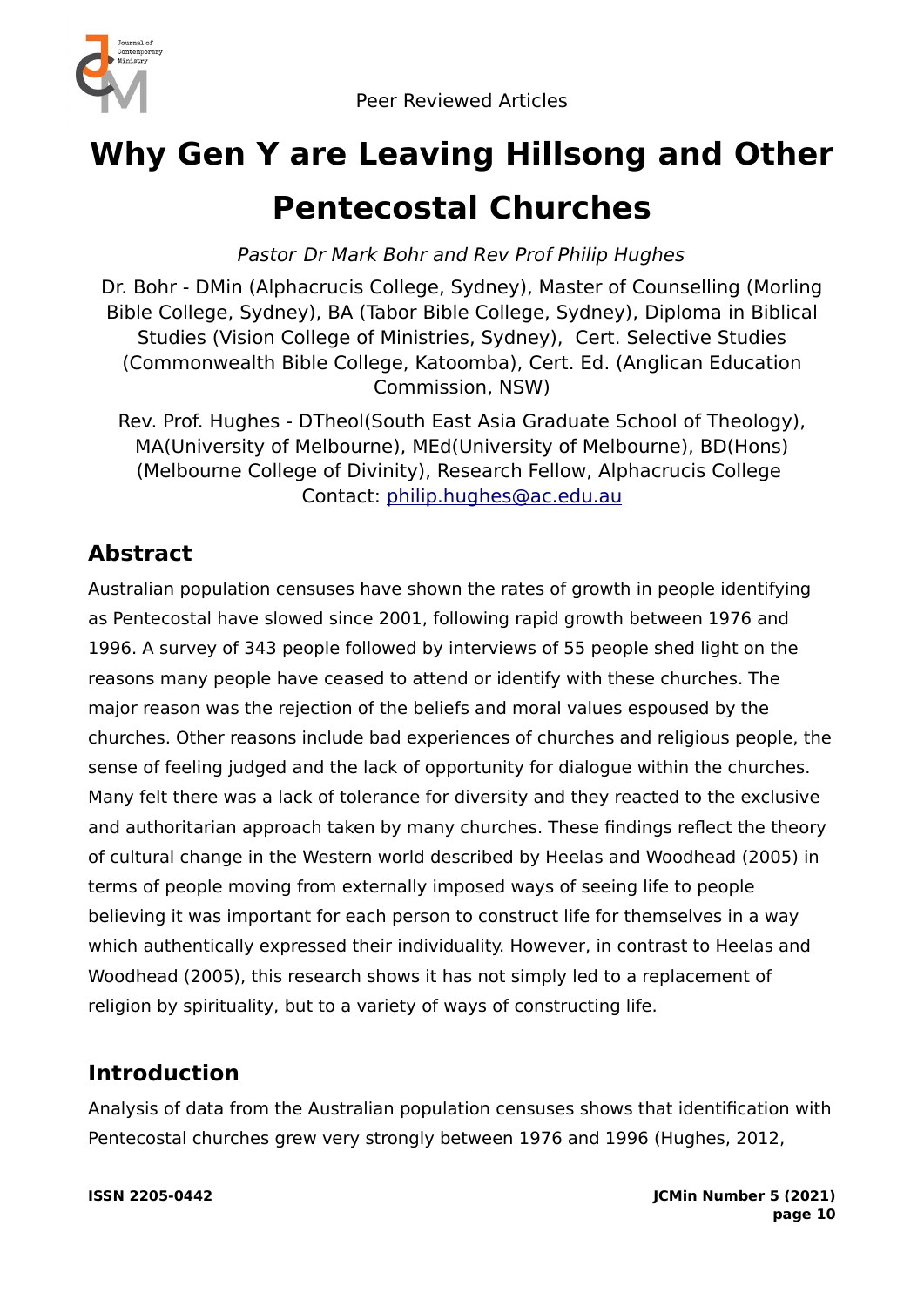Peer Reviewed Articles

# Why Gen Y are Leaving Hillsong and Other Pentecostal Churches

*Pastor Dr Mark Bohr and Rev Prof Philip Hughes*

Dr. Bohr - DMin (Alphacrucis College, Sydney), Master of Counselling (Morling Bible College, Sydney), BA (Tabor Bible College, Sydney), Diploma in Biblical Studies (Vision College of Ministries, Sydney), Cert. Selective Studies (Commonwealth Bible College, Katoomba), Cert. Ed. (Anglican Education Commission, NSW)

Rev. Prof. Hughes - DTheol(South East Asia Graduate School of Theology), MA(University of Melbourne), MEd(University of Melbourne), BD(Hons) (Melbourne College of Divinity), Research Fellow, Alphacrucis College
Contact: philip.hughes@ac.edu.au

## Abstract

Australian population censuses have shown the rates of growth in people identifying as Pentecostal have slowed since 2001, following rapid growth between 1976 and 1996. A survey of 343 people followed by interviews of 55 people shed light on the reasons many people have ceased to attend or identify with these churches. The major reason was the rejection of the beliefs and moral values espoused by the churches. Other reasons include bad experiences of churches and religious people, the sense of feeling judged and the lack of opportunity for dialogue within the churches. Many felt there was a lack of tolerance for diversity and they reacted to the exclusive and authoritarian approach taken by many churches. These findings reflect the theory of cultural change in the Western world described by Heelas and Woodhead (2005) in terms of people moving from externally imposed ways of seeing life to people believing it was important for each person to construct life for themselves in a way which authentically expressed their individuality. However, in contrast to Heelas and Woodhead (2005), this research shows it has not simply led to a replacement of religion by spirituality, but to a variety of ways of constructing life.

## Introduction

Analysis of data from the Australian population censuses shows that identification with Pentecostal churches grew very strongly between 1976 and 1996 (Hughes, 2012,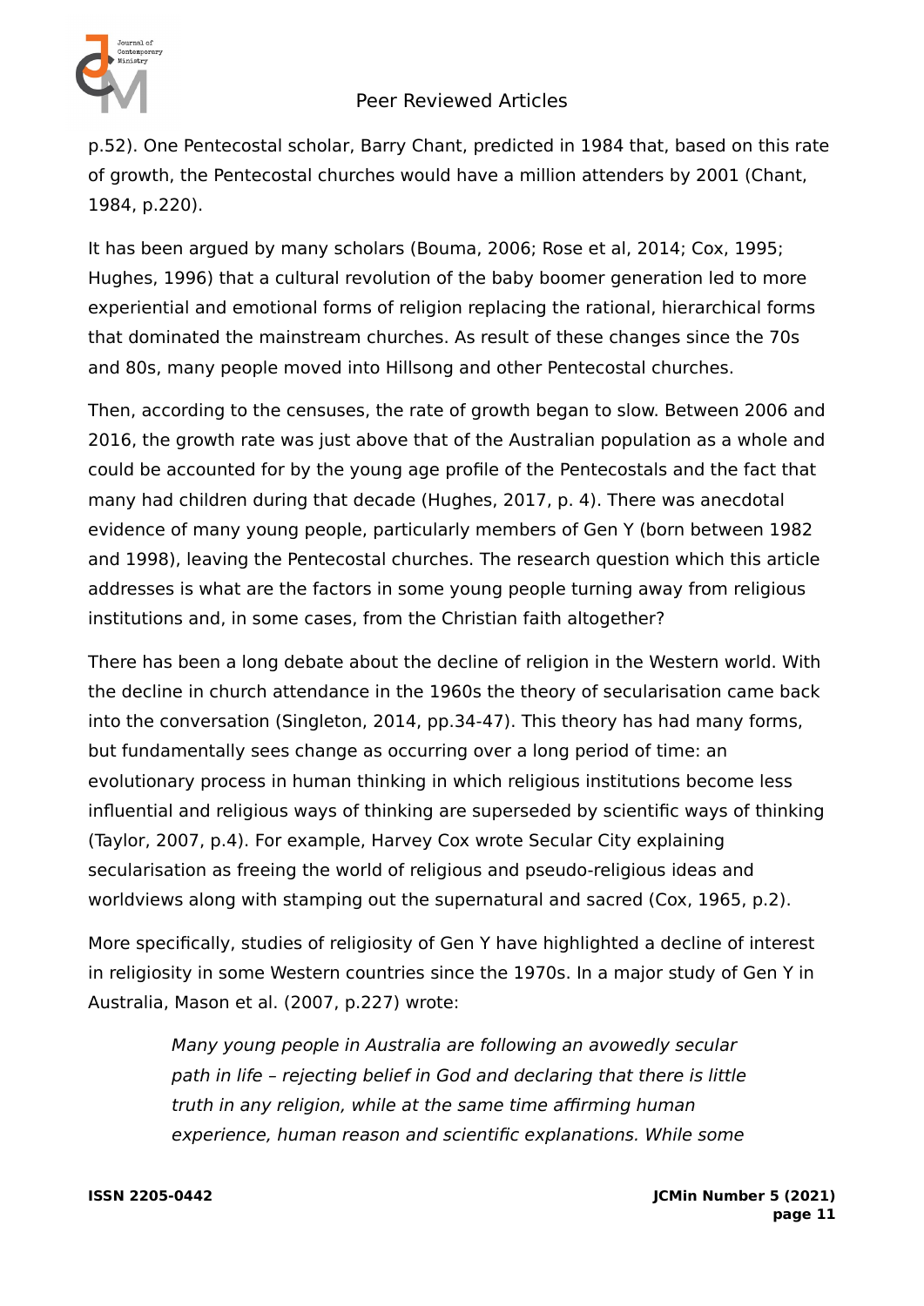p.52). One Pentecostal scholar, Barry Chant, predicted in 1984 that, based on this rate of growth, the Pentecostal churches would have a million attenders by 2001 (Chant, 1984, p.220).

It has been argued by many scholars (Bouma, 2006; Rose et al, 2014; Cox, 1995; Hughes, 1996) that a cultural revolution of the baby boomer generation led to more experiential and emotional forms of religion replacing the rational, hierarchical forms that dominated the mainstream churches. As result of these changes since the 70s and 80s, many people moved into Hillsong and other Pentecostal churches.

Then, according to the censuses, the rate of growth began to slow. Between 2006 and 2016, the growth rate was just above that of the Australian population as a whole and could be accounted for by the young age profile of the Pentecostals and the fact that many had children during that decade (Hughes, 2017, p. 4). There was anecdotal evidence of many young people, particularly members of Gen Y (born between 1982 and 1998), leaving the Pentecostal churches. The research question which this article addresses is what are the factors in some young people turning away from religious institutions and, in some cases, from the Christian faith altogether?

There has been a long debate about the decline of religion in the Western world. With the decline in church attendance in the 1960s the theory of secularisation came back into the conversation (Singleton, 2014, pp.34-47). This theory has had many forms, but fundamentally sees change as occurring over a long period of time: an evolutionary process in human thinking in which religious institutions become less influential and religious ways of thinking are superseded by scientific ways of thinking (Taylor, 2007, p.4). For example, Harvey Cox wrote Secular City explaining secularisation as freeing the world of religious and pseudo-religious ideas and worldviews along with stamping out the supernatural and sacred (Cox, 1965, p.2).

More specifically, studies of religiosity of Gen Y have highlighted a decline of interest in religiosity in some Western countries since the 1970s. In a major study of Gen Y in Australia, Mason et al. (2007, p.227) wrote:

> *Many young people in Australia are following an avowedly secular path in life – rejecting belief in God and declaring that there is little truth in any religion, while at the same time affirming human experience, human reason and scientific explanations. While some*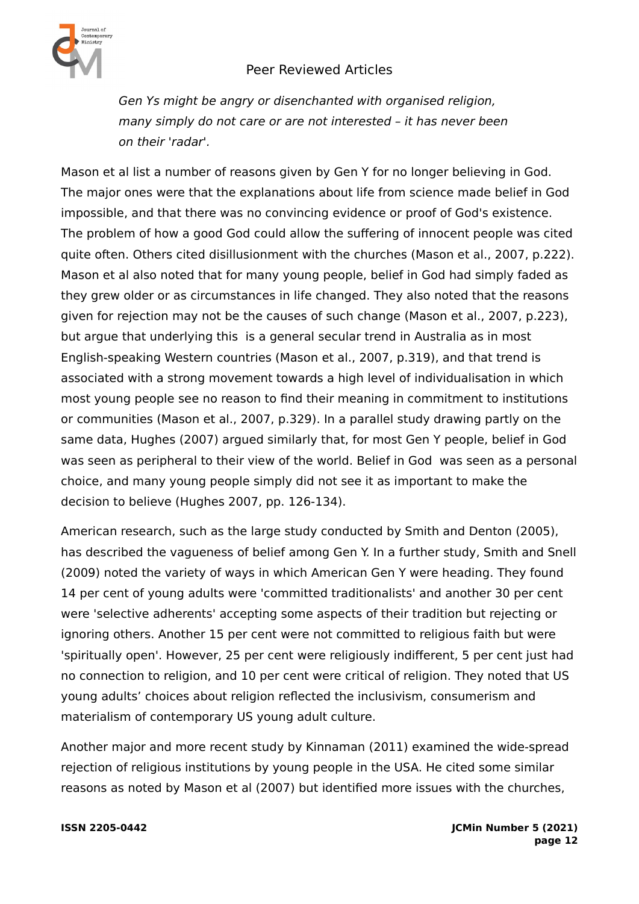*Gen Ys might be angry or disenchanted with organised religion, many simply do not care or are not interested – it has never been on their 'radar'.*

Mason et al list a number of reasons given by Gen Y for no longer believing in God. The major ones were that the explanations about life from science made belief in God impossible, and that there was no convincing evidence or proof of God's existence. The problem of how a good God could allow the suffering of innocent people was cited quite often. Others cited disillusionment with the churches (Mason et al., 2007, p.222). Mason et al also noted that for many young people, belief in God had simply faded as they grew older or as circumstances in life changed. They also noted that the reasons given for rejection may not be the causes of such change (Mason et al., 2007, p.223), but argue that underlying this is a general secular trend in Australia as in most English-speaking Western countries (Mason et al., 2007, p.319), and that trend is associated with a strong movement towards a high level of individualisation in which most young people see no reason to find their meaning in commitment to institutions or communities (Mason et al., 2007, p.329). In a parallel study drawing partly on the same data, Hughes (2007) argued similarly that, for most Gen Y people, belief in God was seen as peripheral to their view of the world. Belief in God was seen as a personal choice, and many young people simply did not see it as important to make the decision to believe (Hughes 2007, pp. 126-134).

American research, such as the large study conducted by Smith and Denton (2005), has described the vagueness of belief among Gen Y. In a further study, Smith and Snell (2009) noted the variety of ways in which American Gen Y were heading. They found 14 per cent of young adults were 'committed traditionalists' and another 30 per cent were 'selective adherents' accepting some aspects of their tradition but rejecting or ignoring others. Another 15 per cent were not committed to religious faith but were 'spiritually open'. However, 25 per cent were religiously indifferent, 5 per cent just had no connection to religion, and 10 per cent were critical of religion. They noted that US young adults' choices about religion reflected the inclusivism, consumerism and materialism of contemporary US young adult culture.

Another major and more recent study by Kinnaman (2011) examined the wide-spread rejection of religious institutions by young people in the USA. He cited some similar reasons as noted by Mason et al (2007) but identified more issues with the churches,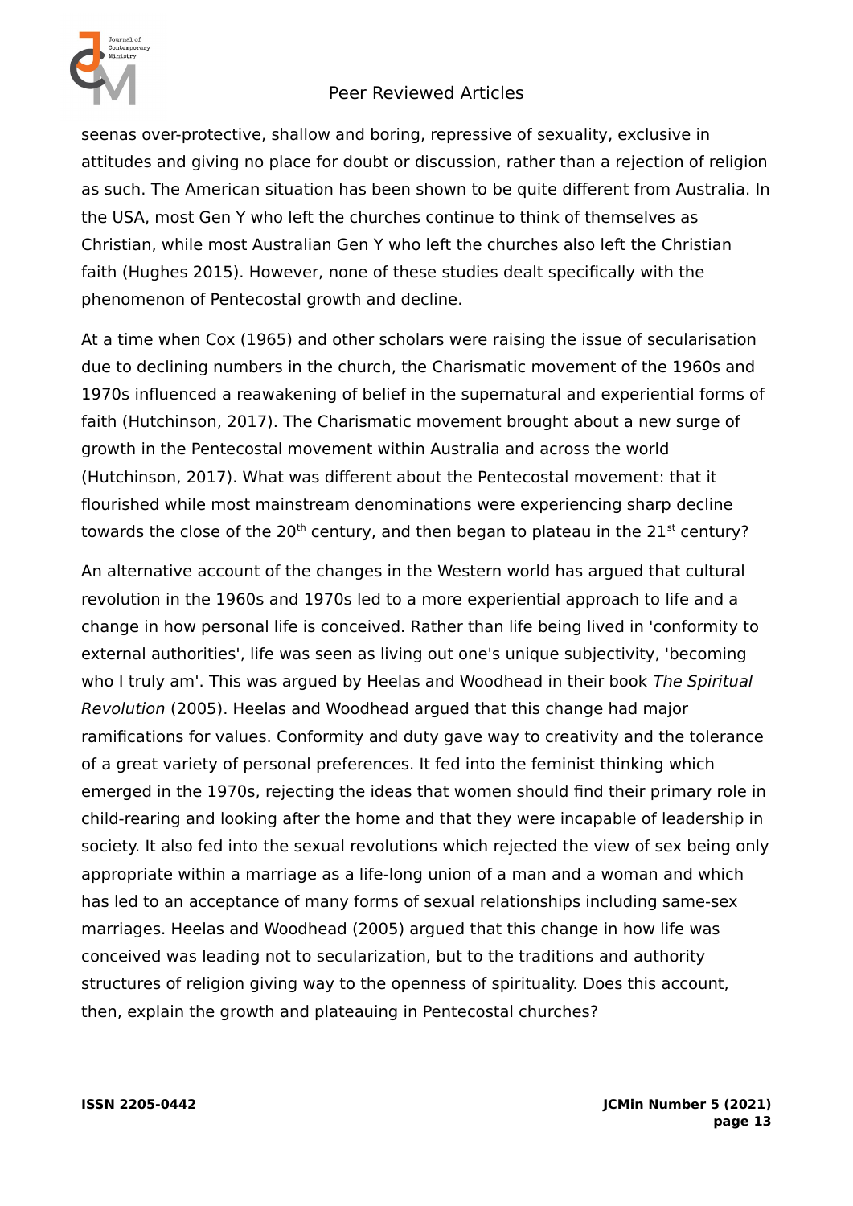seenas over-protective, shallow and boring, repressive of sexuality, exclusive in attitudes and giving no place for doubt or discussion, rather than a rejection of religion as such. The American situation has been shown to be quite different from Australia. In the USA, most Gen Y who left the churches continue to think of themselves as Christian, while most Australian Gen Y who left the churches also left the Christian faith (Hughes 2015). However, none of these studies dealt specifically with the phenomenon of Pentecostal growth and decline.

At a time when Cox (1965) and other scholars were raising the issue of secularisation due to declining numbers in the church, the Charismatic movement of the 1960s and 1970s influenced a reawakening of belief in the supernatural and experiential forms of faith (Hutchinson, 2017). The Charismatic movement brought about a new surge of growth in the Pentecostal movement within Australia and across the world (Hutchinson, 2017). What was different about the Pentecostal movement: that it flourished while most mainstream denominations were experiencing sharp decline towards the close of the 20th century, and then began to plateau in the 21st century?

An alternative account of the changes in the Western world has argued that cultural revolution in the 1960s and 1970s led to a more experiential approach to life and a change in how personal life is conceived. Rather than life being lived in 'conformity to external authorities', life was seen as living out one's unique subjectivity, 'becoming who I truly am'. This was argued by Heelas and Woodhead in their book *The Spiritual Revolution* (2005). Heelas and Woodhead argued that this change had major ramifications for values. Conformity and duty gave way to creativity and the tolerance of a great variety of personal preferences. It fed into the feminist thinking which emerged in the 1970s, rejecting the ideas that women should find their primary role in child-rearing and looking after the home and that they were incapable of leadership in society. It also fed into the sexual revolutions which rejected the view of sex being only appropriate within a marriage as a life-long union of a man and a woman and which has led to an acceptance of many forms of sexual relationships including same-sex marriages. Heelas and Woodhead (2005) argued that this change in how life was conceived was leading not to secularization, but to the traditions and authority structures of religion giving way to the openness of spirituality. Does this account, then, explain the growth and plateauing in Pentecostal churches?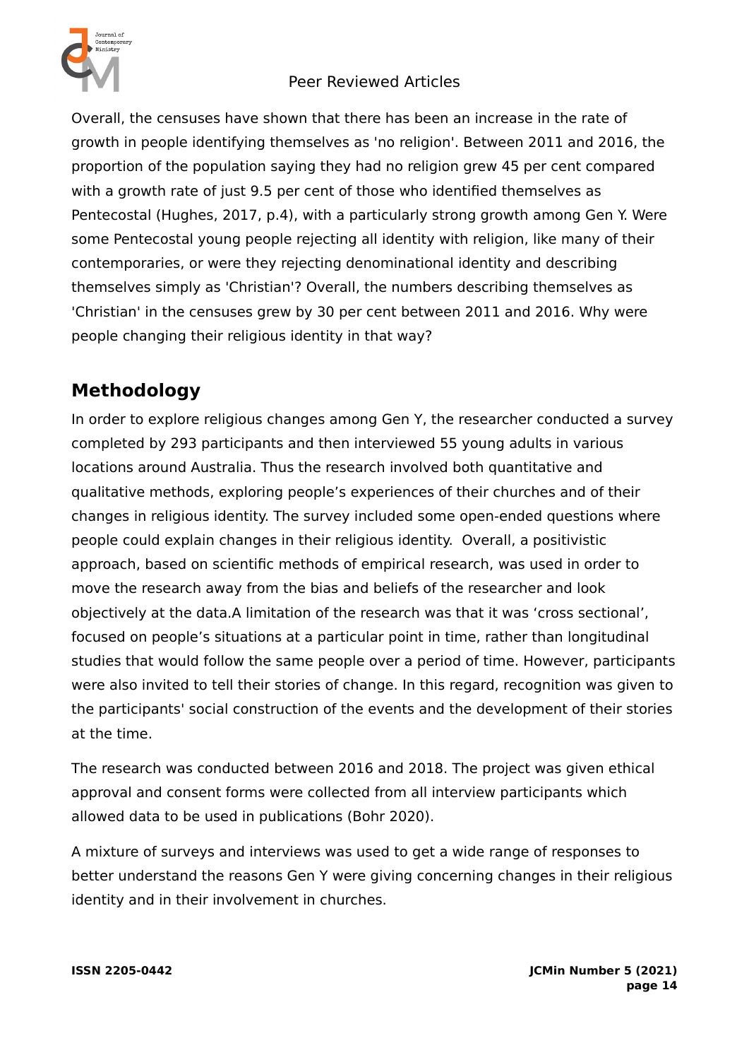Overall, the censuses have shown that there has been an increase in the rate of growth in people identifying themselves as 'no religion'. Between 2011 and 2016, the proportion of the population saying they had no religion grew 45 per cent compared with a growth rate of just 9.5 per cent of those who identified themselves as Pentecostal (Hughes, 2017, p.4), with a particularly strong growth among Gen Y. Were some Pentecostal young people rejecting all identity with religion, like many of their contemporaries, or were they rejecting denominational identity and describing themselves simply as 'Christian'? Overall, the numbers describing themselves as 'Christian' in the censuses grew by 30 per cent between 2011 and 2016. Why were people changing their religious identity in that way?

## Methodology

In order to explore religious changes among Gen Y, the researcher conducted a survey completed by 293 participants and then interviewed 55 young adults in various locations around Australia. Thus the research involved both quantitative and qualitative methods, exploring people's experiences of their churches and of their changes in religious identity. The survey included some open-ended questions where people could explain changes in their religious identity. Overall, a positivistic approach, based on scientific methods of empirical research, was used in order to move the research away from the bias and beliefs of the researcher and look objectively at the data.A limitation of the research was that it was 'cross sectional', focused on people's situations at a particular point in time, rather than longitudinal studies that would follow the same people over a period of time. However, participants were also invited to tell their stories of change. In this regard, recognition was given to the participants' social construction of the events and the development of their stories at the time.

The research was conducted between 2016 and 2018. The project was given ethical approval and consent forms were collected from all interview participants which allowed data to be used in publications (Bohr 2020).

A mixture of surveys and interviews was used to get a wide range of responses to better understand the reasons Gen Y were giving concerning changes in their religious identity and in their involvement in churches.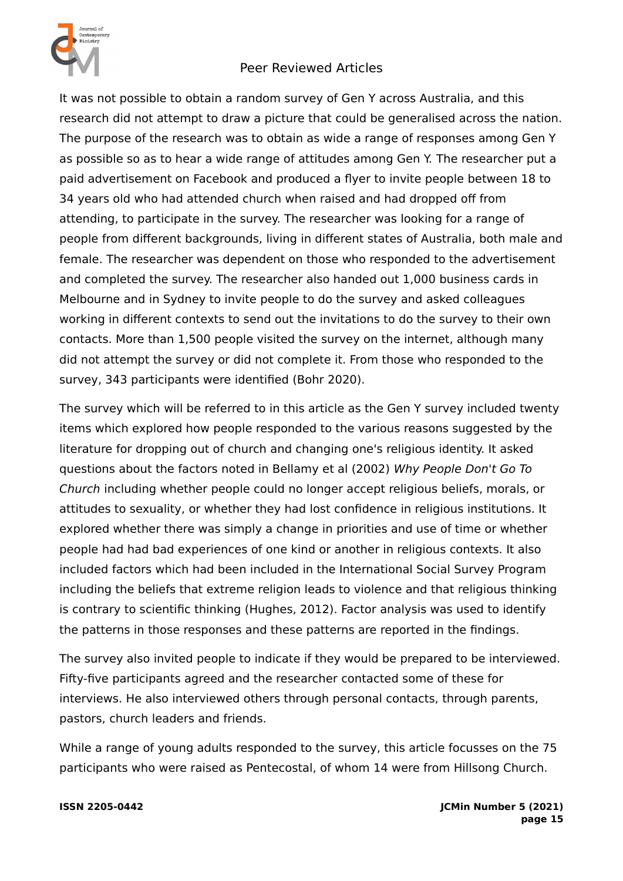It was not possible to obtain a random survey of Gen Y across Australia, and this research did not attempt to draw a picture that could be generalised across the nation. The purpose of the research was to obtain as wide a range of responses among Gen Y as possible so as to hear a wide range of attitudes among Gen Y. The researcher put a paid advertisement on Facebook and produced a flyer to invite people between 18 to 34 years old who had attended church when raised and had dropped off from attending, to participate in the survey. The researcher was looking for a range of people from different backgrounds, living in different states of Australia, both male and female. The researcher was dependent on those who responded to the advertisement and completed the survey. The researcher also handed out 1,000 business cards in Melbourne and in Sydney to invite people to do the survey and asked colleagues working in different contexts to send out the invitations to do the survey to their own contacts. More than 1,500 people visited the survey on the internet, although many did not attempt the survey or did not complete it. From those who responded to the survey, 343 participants were identified (Bohr 2020).

The survey which will be referred to in this article as the Gen Y survey included twenty items which explored how people responded to the various reasons suggested by the literature for dropping out of church and changing one's religious identity. It asked questions about the factors noted in Bellamy et al (2002) *Why People Don't Go To Church* including whether people could no longer accept religious beliefs, morals, or attitudes to sexuality, or whether they had lost confidence in religious institutions. It explored whether there was simply a change in priorities and use of time or whether people had had bad experiences of one kind or another in religious contexts. It also included factors which had been included in the International Social Survey Program including the beliefs that extreme religion leads to violence and that religious thinking is contrary to scientific thinking (Hughes, 2012). Factor analysis was used to identify the patterns in those responses and these patterns are reported in the findings.

The survey also invited people to indicate if they would be prepared to be interviewed. Fifty-five participants agreed and the researcher contacted some of these for interviews. He also interviewed others through personal contacts, through parents, pastors, church leaders and friends.

While a range of young adults responded to the survey, this article focusses on the 75 participants who were raised as Pentecostal, of whom 14 were from Hillsong Church.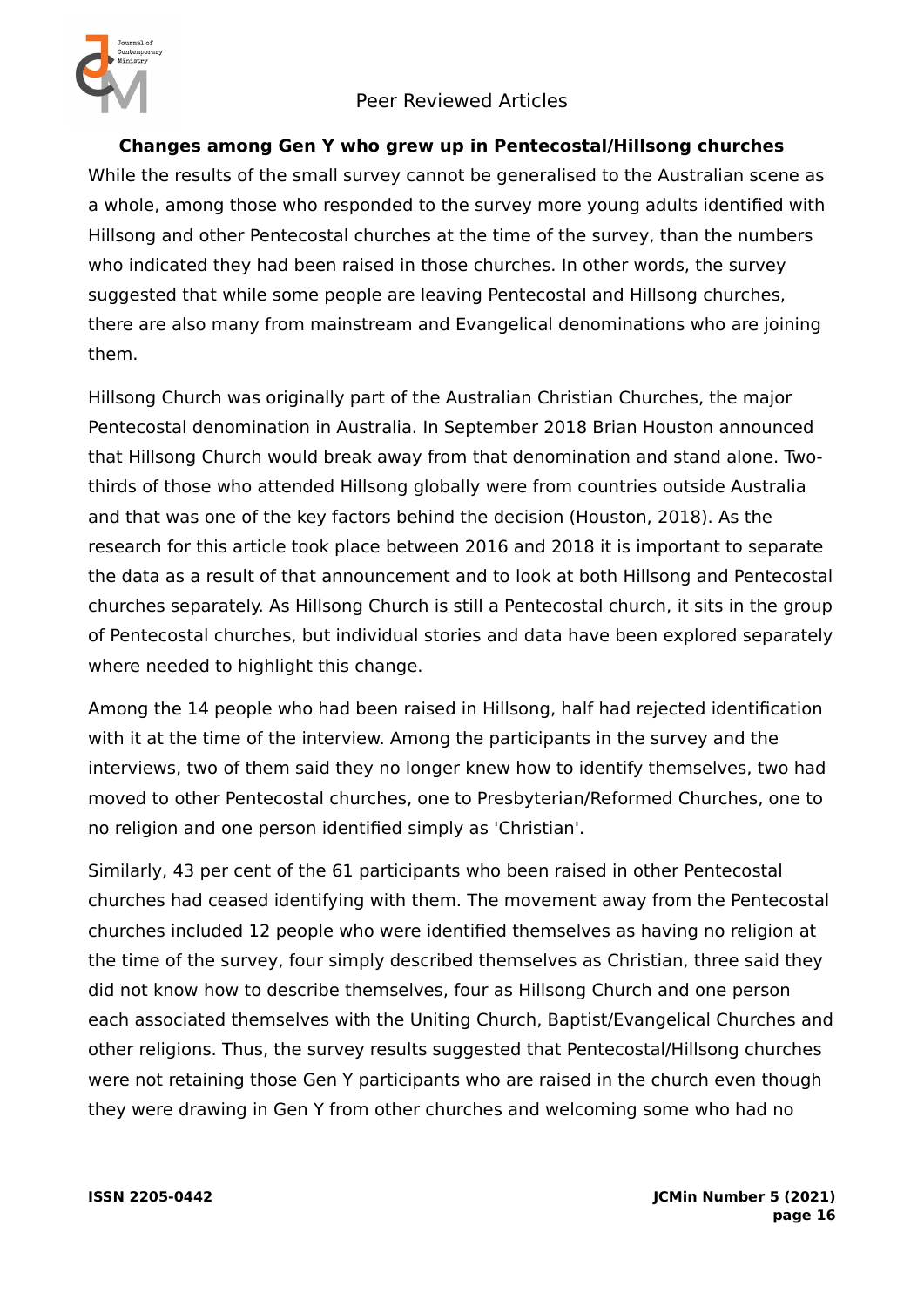### Changes among Gen Y who grew up in Pentecostal/Hillsong churches

While the results of the small survey cannot be generalised to the Australian scene as a whole, among those who responded to the survey more young adults identified with Hillsong and other Pentecostal churches at the time of the survey, than the numbers who indicated they had been raised in those churches. In other words, the survey suggested that while some people are leaving Pentecostal and Hillsong churches, there are also many from mainstream and Evangelical denominations who are joining them.

Hillsong Church was originally part of the Australian Christian Churches, the major Pentecostal denomination in Australia. In September 2018 Brian Houston announced that Hillsong Church would break away from that denomination and stand alone. Two-thirds of those who attended Hillsong globally were from countries outside Australia and that was one of the key factors behind the decision (Houston, 2018). As the research for this article took place between 2016 and 2018 it is important to separate the data as a result of that announcement and to look at both Hillsong and Pentecostal churches separately. As Hillsong Church is still a Pentecostal church, it sits in the group of Pentecostal churches, but individual stories and data have been explored separately where needed to highlight this change.

Among the 14 people who had been raised in Hillsong, half had rejected identification with it at the time of the interview. Among the participants in the survey and the interviews, two of them said they no longer knew how to identify themselves, two had moved to other Pentecostal churches, one to Presbyterian/Reformed Churches, one to no religion and one person identified simply as 'Christian'.

Similarly, 43 per cent of the 61 participants who been raised in other Pentecostal churches had ceased identifying with them. The movement away from the Pentecostal churches included 12 people who were identified themselves as having no religion at the time of the survey, four simply described themselves as Christian, three said they did not know how to describe themselves, four as Hillsong Church and one person each associated themselves with the Uniting Church, Baptist/Evangelical Churches and other religions. Thus, the survey results suggested that Pentecostal/Hillsong churches were not retaining those Gen Y participants who are raised in the church even though they were drawing in Gen Y from other churches and welcoming some who had no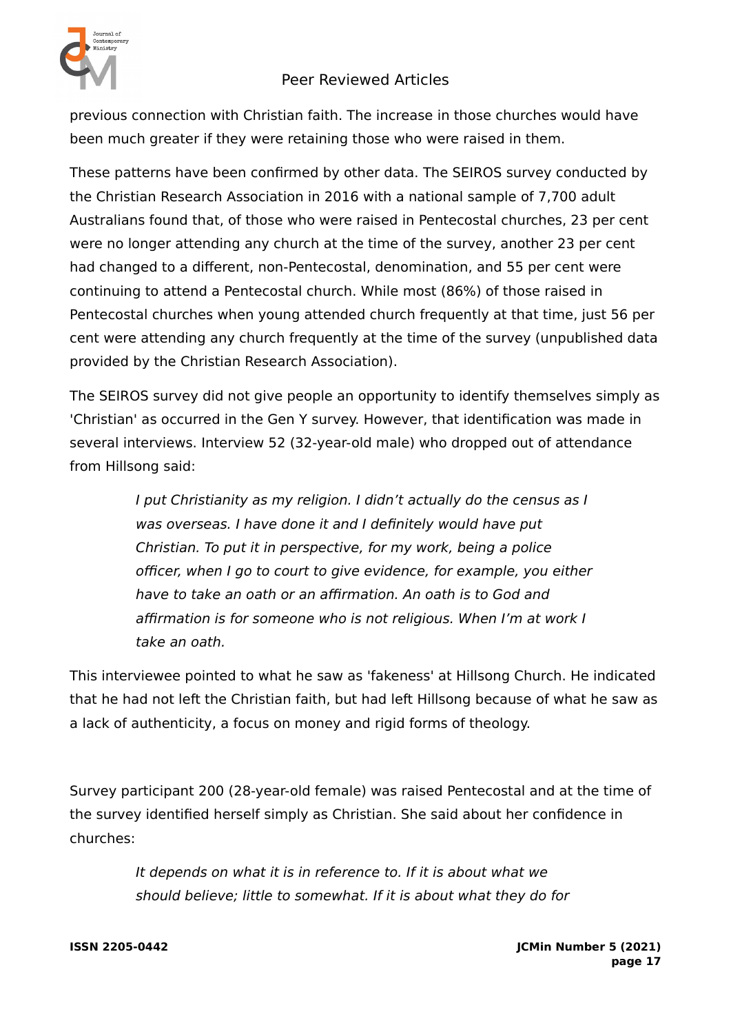previous connection with Christian faith. The increase in those churches would have been much greater if they were retaining those who were raised in them.

These patterns have been confirmed by other data. The SEIROS survey conducted by the Christian Research Association in 2016 with a national sample of 7,700 adult Australians found that, of those who were raised in Pentecostal churches, 23 per cent were no longer attending any church at the time of the survey, another 23 per cent had changed to a different, non-Pentecostal, denomination, and 55 per cent were continuing to attend a Pentecostal church. While most (86%) of those raised in Pentecostal churches when young attended church frequently at that time, just 56 per cent were attending any church frequently at the time of the survey (unpublished data provided by the Christian Research Association).

The SEIROS survey did not give people an opportunity to identify themselves simply as 'Christian' as occurred in the Gen Y survey. However, that identification was made in several interviews. Interview 52 (32-year-old male) who dropped out of attendance from Hillsong said:

> *I put Christianity as my religion. I didn't actually do the census as I was overseas. I have done it and I definitely would have put Christian. To put it in perspective, for my work, being a police officer, when I go to court to give evidence, for example, you either have to take an oath or an affirmation. An oath is to God and affirmation is for someone who is not religious. When I'm at work I take an oath.*

This interviewee pointed to what he saw as 'fakeness' at Hillsong Church. He indicated that he had not left the Christian faith, but had left Hillsong because of what he saw as a lack of authenticity, a focus on money and rigid forms of theology.

Survey participant 200 (28-year-old female) was raised Pentecostal and at the time of the survey identified herself simply as Christian. She said about her confidence in churches:

> *It depends on what it is in reference to. If it is about what we should believe; little to somewhat. If it is about what they do for*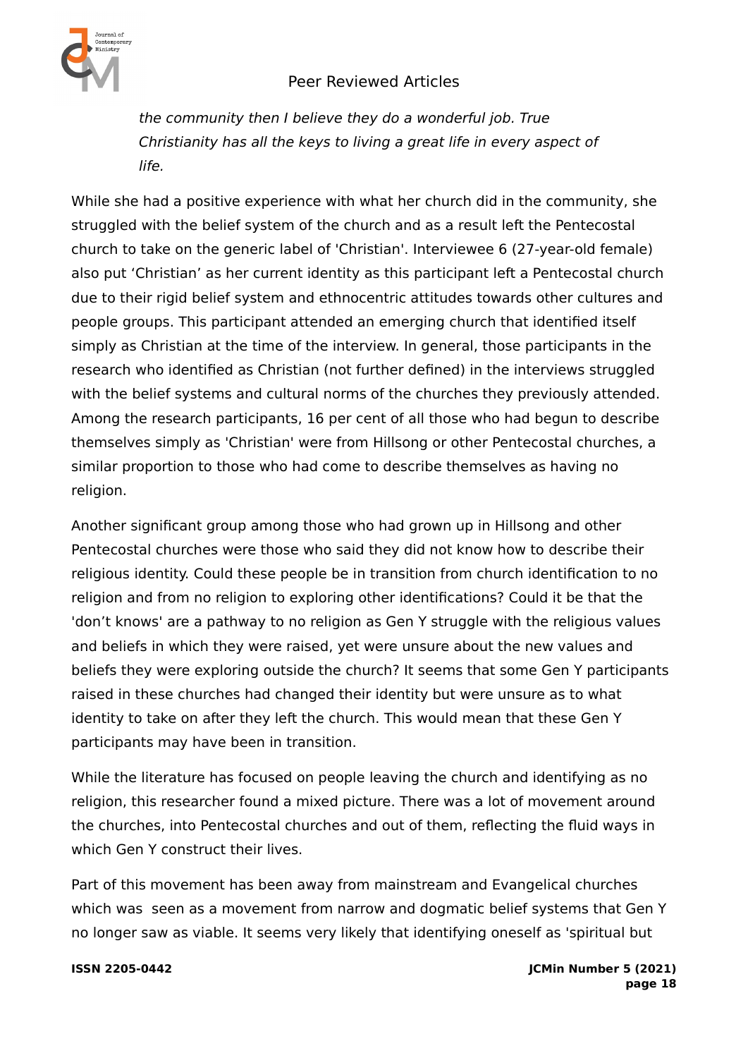> *the community then I believe they do a wonderful job. True Christianity has all the keys to living a great life in every aspect of life.*

While she had a positive experience with what her church did in the community, she struggled with the belief system of the church and as a result left the Pentecostal church to take on the generic label of 'Christian'. Interviewee 6 (27-year-old female) also put 'Christian' as her current identity as this participant left a Pentecostal church due to their rigid belief system and ethnocentric attitudes towards other cultures and people groups. This participant attended an emerging church that identified itself simply as Christian at the time of the interview. In general, those participants in the research who identified as Christian (not further defined) in the interviews struggled with the belief systems and cultural norms of the churches they previously attended. Among the research participants, 16 per cent of all those who had begun to describe themselves simply as 'Christian' were from Hillsong or other Pentecostal churches, a similar proportion to those who had come to describe themselves as having no religion.

Another significant group among those who had grown up in Hillsong and other Pentecostal churches were those who said they did not know how to describe their religious identity. Could these people be in transition from church identification to no religion and from no religion to exploring other identifications? Could it be that the 'don't knows' are a pathway to no religion as Gen Y struggle with the religious values and beliefs in which they were raised, yet were unsure about the new values and beliefs they were exploring outside the church? It seems that some Gen Y participants raised in these churches had changed their identity but were unsure as to what identity to take on after they left the church. This would mean that these Gen Y participants may have been in transition.

While the literature has focused on people leaving the church and identifying as no religion, this researcher found a mixed picture. There was a lot of movement around the churches, into Pentecostal churches and out of them, reflecting the fluid ways in which Gen Y construct their lives.

Part of this movement has been away from mainstream and Evangelical churches which was seen as a movement from narrow and dogmatic belief systems that Gen Y no longer saw as viable. It seems very likely that identifying oneself as 'spiritual but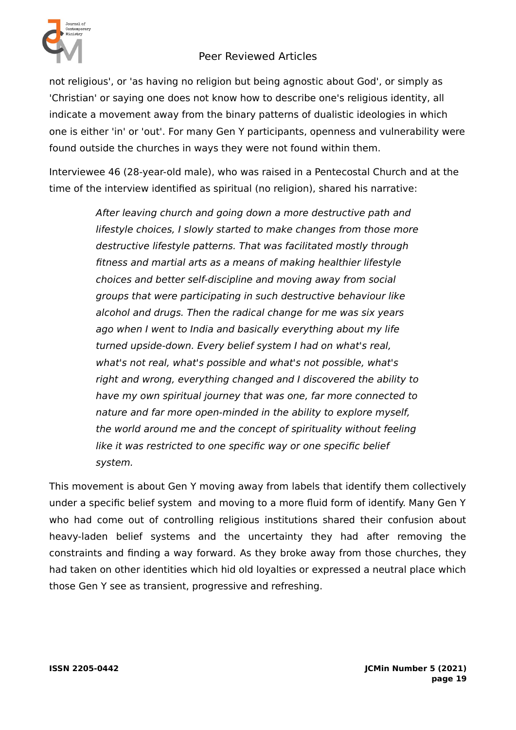not religious', or 'as having no religion but being agnostic about God', or simply as 'Christian' or saying one does not know how to describe one's religious identity, all indicate a movement away from the binary patterns of dualistic ideologies in which one is either 'in' or 'out'. For many Gen Y participants, openness and vulnerability were found outside the churches in ways they were not found within them.

Interviewee 46 (28-year-old male), who was raised in a Pentecostal Church and at the time of the interview identified as spiritual (no religion), shared his narrative:

> *After leaving church and going down a more destructive path and lifestyle choices, I slowly started to make changes from those more destructive lifestyle patterns. That was facilitated mostly through fitness and martial arts as a means of making healthier lifestyle choices and better self-discipline and moving away from social groups that were participating in such destructive behaviour like alcohol and drugs. Then the radical change for me was six years ago when I went to India and basically everything about my life turned upside-down. Every belief system I had on what's real, what's not real, what's possible and what's not possible, what's right and wrong, everything changed and I discovered the ability to have my own spiritual journey that was one, far more connected to nature and far more open-minded in the ability to explore myself, the world around me and the concept of spirituality without feeling like it was restricted to one specific way or one specific belief system.*

This movement is about Gen Y moving away from labels that identify them collectively under a specific belief system and moving to a more fluid form of identify. Many Gen Y who had come out of controlling religious institutions shared their confusion about heavy-laden belief systems and the uncertainty they had after removing the constraints and finding a way forward. As they broke away from those churches, they had taken on other identities which hid old loyalties or expressed a neutral place which those Gen Y see as transient, progressive and refreshing.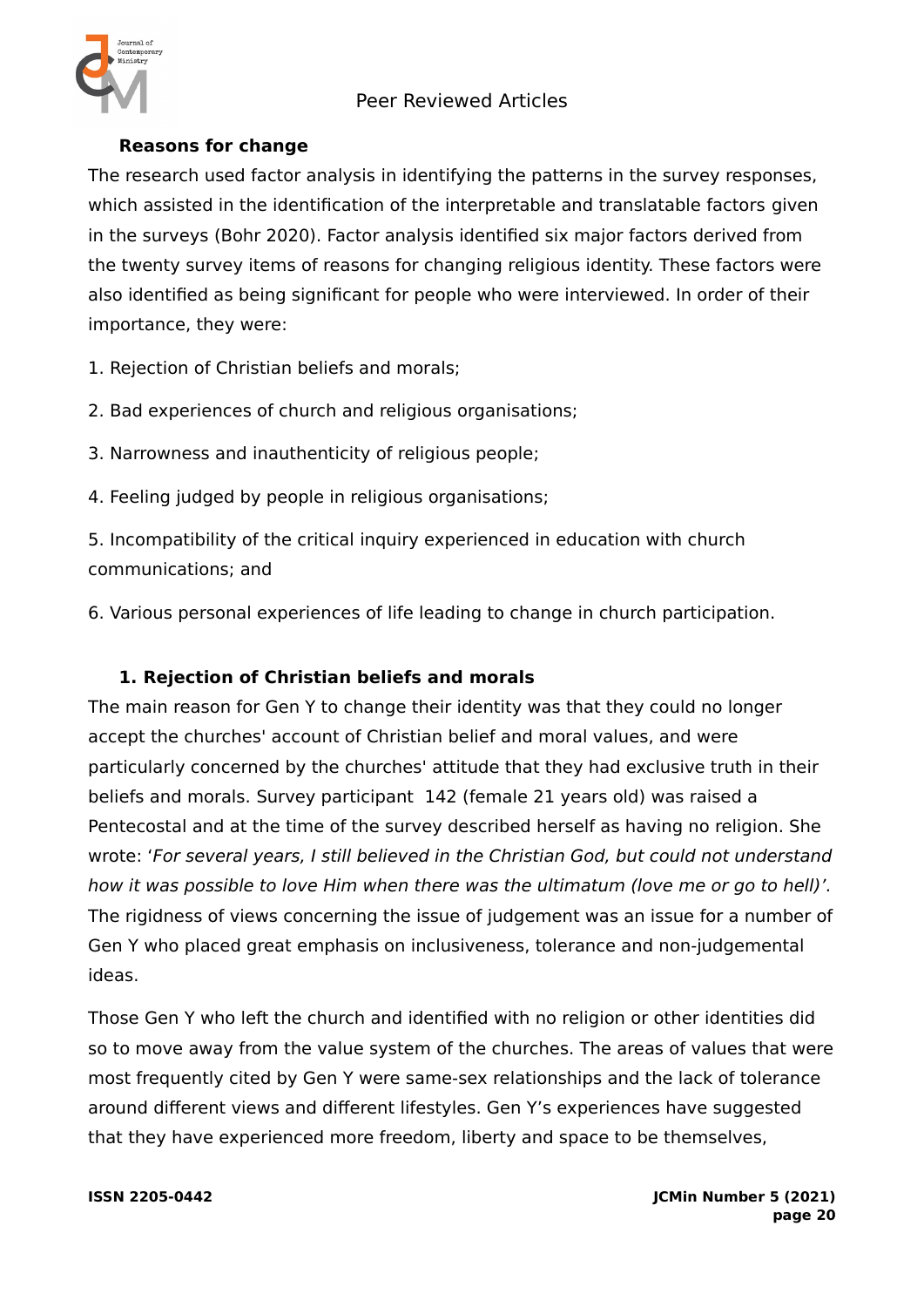### Reasons for change

The research used factor analysis in identifying the patterns in the survey responses, which assisted in the identification of the interpretable and translatable factors given in the surveys (Bohr 2020). Factor analysis identified six major factors derived from the twenty survey items of reasons for changing religious identity. These factors were also identified as being significant for people who were interviewed. In order of their importance, they were:

1. Rejection of Christian beliefs and morals;

2. Bad experiences of church and religious organisations;

3. Narrowness and inauthenticity of religious people;

4. Feeling judged by people in religious organisations;

5. Incompatibility of the critical inquiry experienced in education with church communications; and

6. Various personal experiences of life leading to change in church participation.

### 1. Rejection of Christian beliefs and morals

The main reason for Gen Y to change their identity was that they could no longer accept the churches' account of Christian belief and moral values, and were particularly concerned by the churches' attitude that they had exclusive truth in their beliefs and morals. Survey participant 142 (female 21 years old) was raised a Pentecostal and at the time of the survey described herself as having no religion. She wrote: '*For several years, I still believed in the Christian God, but could not understand how it was possible to love Him when there was the ultimatum (love me or go to hell)'.* The rigidness of views concerning the issue of judgement was an issue for a number of Gen Y who placed great emphasis on inclusiveness, tolerance and non-judgemental ideas.

Those Gen Y who left the church and identified with no religion or other identities did so to move away from the value system of the churches. The areas of values that were most frequently cited by Gen Y were same-sex relationships and the lack of tolerance around different views and different lifestyles. Gen Y's experiences have suggested that they have experienced more freedom, liberty and space to be themselves,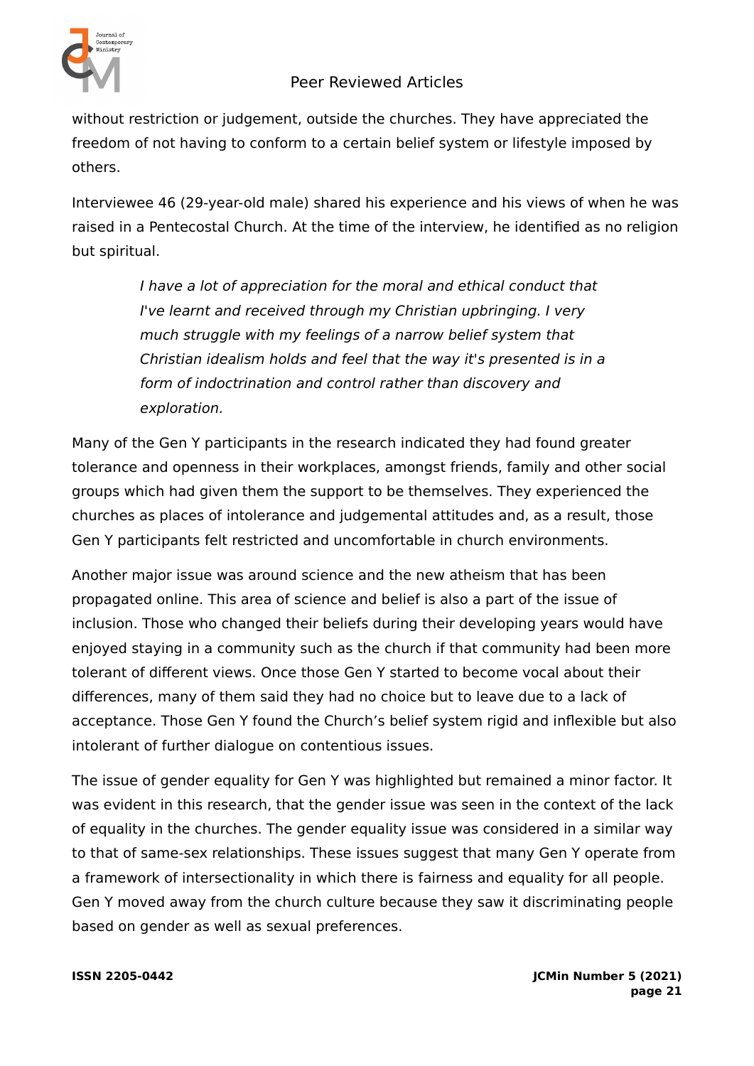without restriction or judgement, outside the churches. They have appreciated the freedom of not having to conform to a certain belief system or lifestyle imposed by others.

Interviewee 46 (29-year-old male) shared his experience and his views of when he was raised in a Pentecostal Church. At the time of the interview, he identified as no religion but spiritual.

> *I have a lot of appreciation for the moral and ethical conduct that I've learnt and received through my Christian upbringing. I very much struggle with my feelings of a narrow belief system that Christian idealism holds and feel that the way it's presented is in a form of indoctrination and control rather than discovery and exploration.*

Many of the Gen Y participants in the research indicated they had found greater tolerance and openness in their workplaces, amongst friends, family and other social groups which had given them the support to be themselves. They experienced the churches as places of intolerance and judgemental attitudes and, as a result, those Gen Y participants felt restricted and uncomfortable in church environments.

Another major issue was around science and the new atheism that has been propagated online. This area of science and belief is also a part of the issue of inclusion. Those who changed their beliefs during their developing years would have enjoyed staying in a community such as the church if that community had been more tolerant of different views. Once those Gen Y started to become vocal about their differences, many of them said they had no choice but to leave due to a lack of acceptance. Those Gen Y found the Church's belief system rigid and inflexible but also intolerant of further dialogue on contentious issues.

The issue of gender equality for Gen Y was highlighted but remained a minor factor. It was evident in this research, that the gender issue was seen in the context of the lack of equality in the churches. The gender equality issue was considered in a similar way to that of same-sex relationships. These issues suggest that many Gen Y operate from a framework of intersectionality in which there is fairness and equality for all people. Gen Y moved away from the church culture because they saw it discriminating people based on gender as well as sexual preferences.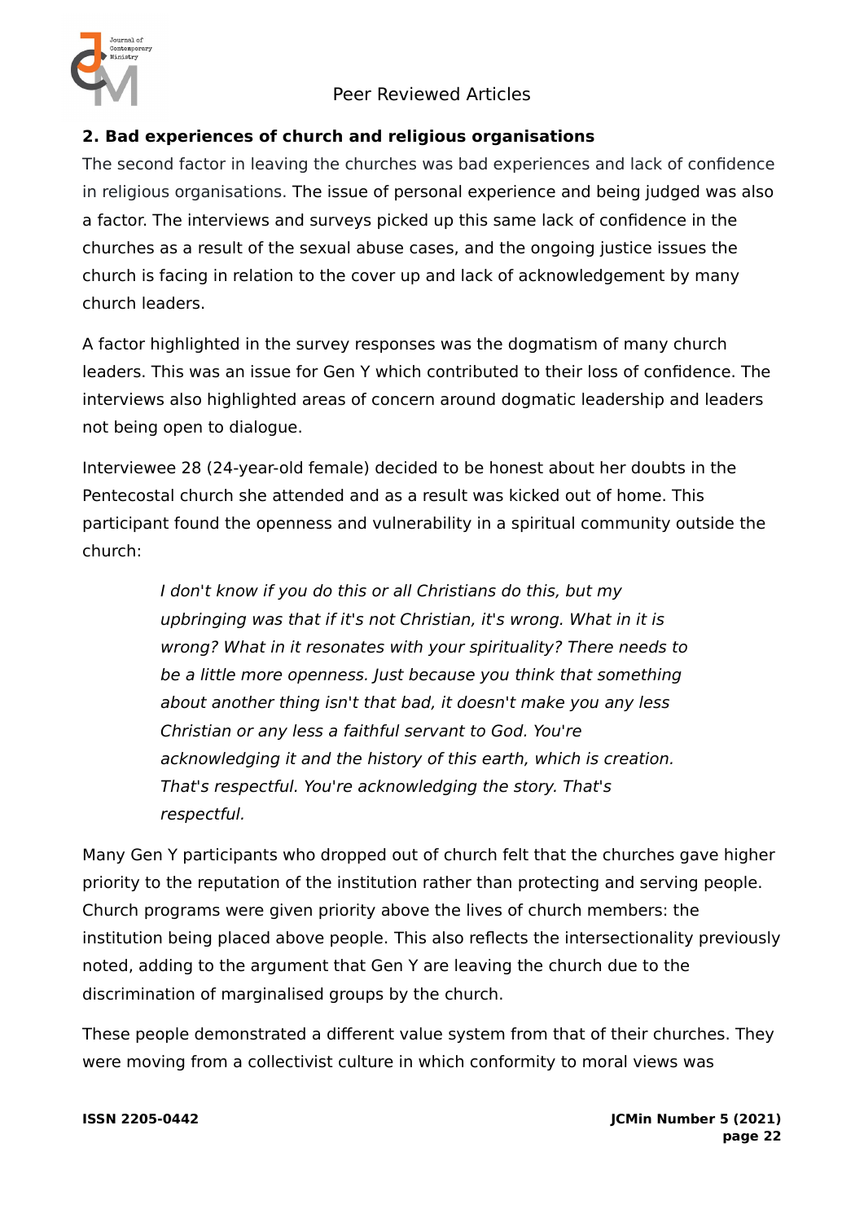## 2. Bad experiences of church and religious organisations

The second factor in leaving the churches was bad experiences and lack of confidence in religious organisations. The issue of personal experience and being judged was also a factor. The interviews and surveys picked up this same lack of confidence in the churches as a result of the sexual abuse cases, and the ongoing justice issues the church is facing in relation to the cover up and lack of acknowledgement by many church leaders.

A factor highlighted in the survey responses was the dogmatism of many church leaders. This was an issue for Gen Y which contributed to their loss of confidence. The interviews also highlighted areas of concern around dogmatic leadership and leaders not being open to dialogue.

Interviewee 28 (24-year-old female) decided to be honest about her doubts in the Pentecostal church she attended and as a result was kicked out of home. This participant found the openness and vulnerability in a spiritual community outside the church:

> *I don't know if you do this or all Christians do this, but my upbringing was that if it's not Christian, it's wrong. What in it is wrong? What in it resonates with your spirituality? There needs to be a little more openness. Just because you think that something about another thing isn't that bad, it doesn't make you any less Christian or any less a faithful servant to God. You're acknowledging it and the history of this earth, which is creation. That's respectful. You're acknowledging the story. That's respectful.*

Many Gen Y participants who dropped out of church felt that the churches gave higher priority to the reputation of the institution rather than protecting and serving people. Church programs were given priority above the lives of church members: the institution being placed above people. This also reflects the intersectionality previously noted, adding to the argument that Gen Y are leaving the church due to the discrimination of marginalised groups by the church.

These people demonstrated a different value system from that of their churches. They were moving from a collectivist culture in which conformity to moral views was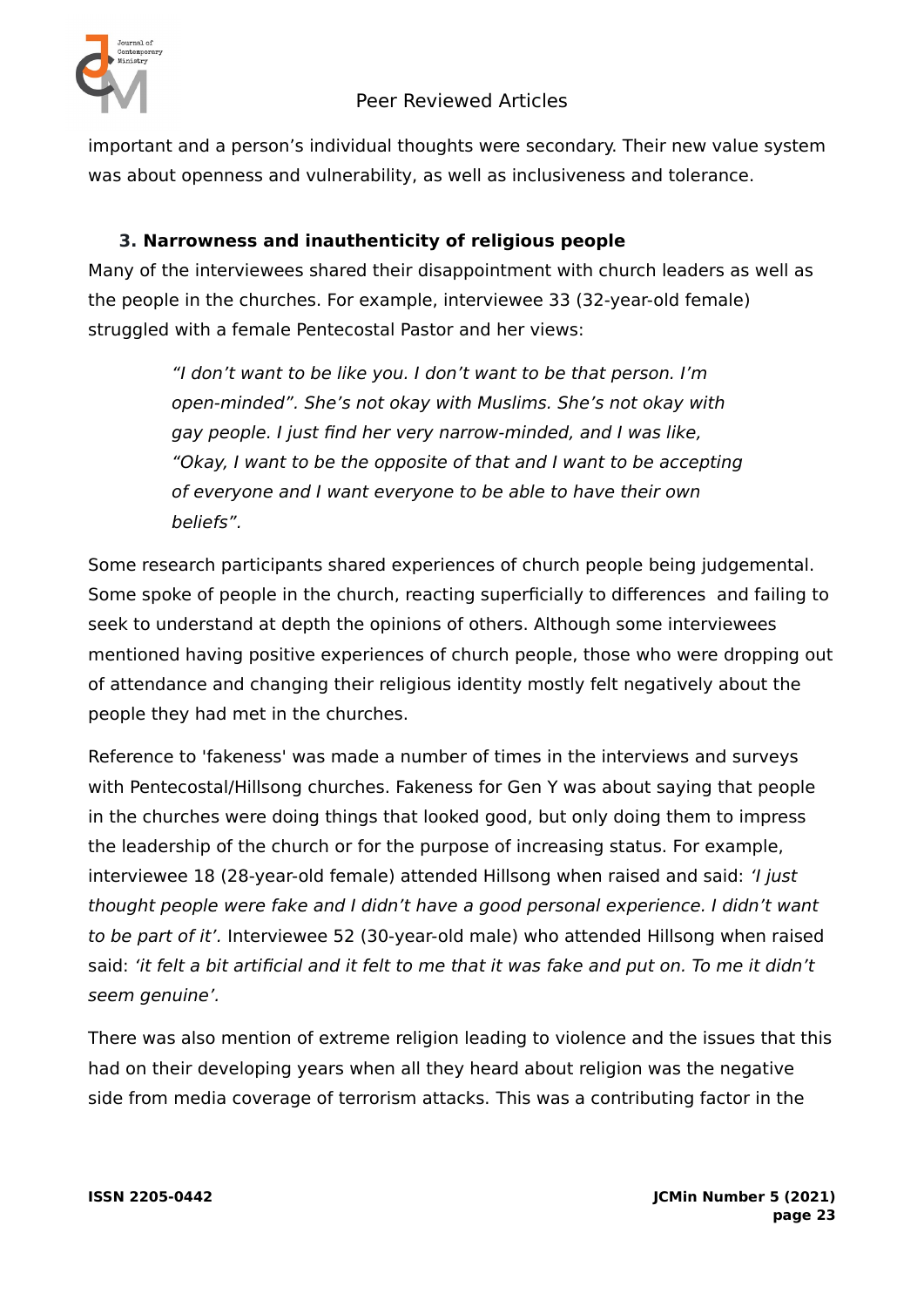important and a person's individual thoughts were secondary. Their new value system was about openness and vulnerability, as well as inclusiveness and tolerance.

### 3. Narrowness and inauthenticity of religious people

Many of the interviewees shared their disappointment with church leaders as well as the people in the churches. For example, interviewee 33 (32-year-old female) struggled with a female Pentecostal Pastor and her views:

> *"I don't want to be like you. I don't want to be that person. I'm open-minded". She's not okay with Muslims. She's not okay with gay people. I just find her very narrow-minded, and I was like, "Okay, I want to be the opposite of that and I want to be accepting of everyone and I want everyone to be able to have their own beliefs".*

Some research participants shared experiences of church people being judgemental. Some spoke of people in the church, reacting superficially to differences and failing to seek to understand at depth the opinions of others. Although some interviewees mentioned having positive experiences of church people, those who were dropping out of attendance and changing their religious identity mostly felt negatively about the people they had met in the churches.

Reference to 'fakeness' was made a number of times in the interviews and surveys with Pentecostal/Hillsong churches. Fakeness for Gen Y was about saying that people in the churches were doing things that looked good, but only doing them to impress the leadership of the church or for the purpose of increasing status. For example, interviewee 18 (28-year-old female) attended Hillsong when raised and said: *'I just thought people were fake and I didn't have a good personal experience. I didn't want to be part of it'.* Interviewee 52 (30-year-old male) who attended Hillsong when raised said: *'it felt a bit artificial and it felt to me that it was fake and put on. To me it didn't seem genuine'.*

There was also mention of extreme religion leading to violence and the issues that this had on their developing years when all they heard about religion was the negative side from media coverage of terrorism attacks. This was a contributing factor in the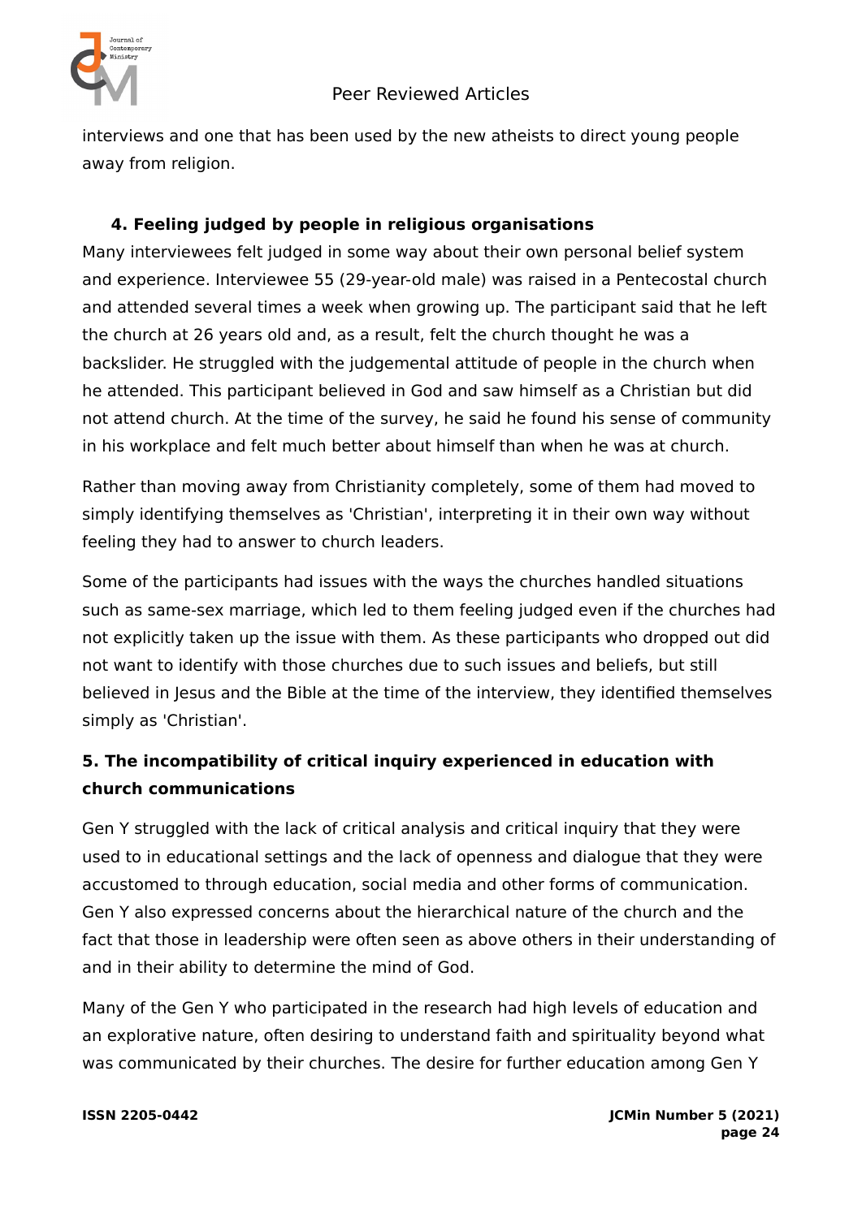interviews and one that has been used by the new atheists to direct young people away from religion.

### 4. Feeling judged by people in religious organisations

Many interviewees felt judged in some way about their own personal belief system and experience. Interviewee 55 (29-year-old male) was raised in a Pentecostal church and attended several times a week when growing up. The participant said that he left the church at 26 years old and, as a result, felt the church thought he was a backslider. He struggled with the judgemental attitude of people in the church when he attended. This participant believed in God and saw himself as a Christian but did not attend church. At the time of the survey, he said he found his sense of community in his workplace and felt much better about himself than when he was at church.

Rather than moving away from Christianity completely, some of them had moved to simply identifying themselves as 'Christian', interpreting it in their own way without feeling they had to answer to church leaders.

Some of the participants had issues with the ways the churches handled situations such as same-sex marriage, which led to them feeling judged even if the churches had not explicitly taken up the issue with them. As these participants who dropped out did not want to identify with those churches due to such issues and beliefs, but still believed in Jesus and the Bible at the time of the interview, they identified themselves simply as 'Christian'.

### 5. The incompatibility of critical inquiry experienced in education with church communications

Gen Y struggled with the lack of critical analysis and critical inquiry that they were used to in educational settings and the lack of openness and dialogue that they were accustomed to through education, social media and other forms of communication. Gen Y also expressed concerns about the hierarchical nature of the church and the fact that those in leadership were often seen as above others in their understanding of and in their ability to determine the mind of God.

Many of the Gen Y who participated in the research had high levels of education and an explorative nature, often desiring to understand faith and spirituality beyond what was communicated by their churches. The desire for further education among Gen Y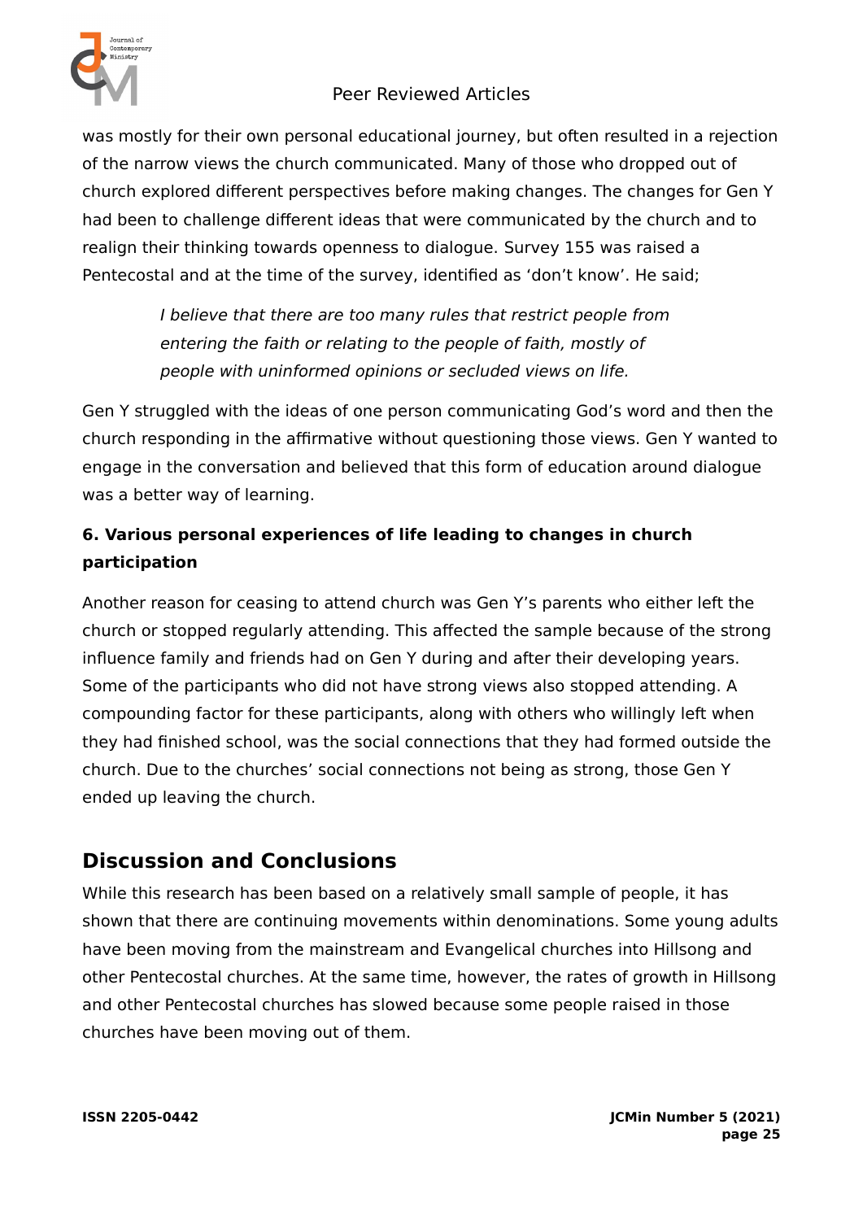was mostly for their own personal educational journey, but often resulted in a rejection of the narrow views the church communicated. Many of those who dropped out of church explored different perspectives before making changes. The changes for Gen Y had been to challenge different ideas that were communicated by the church and to realign their thinking towards openness to dialogue. Survey 155 was raised a Pentecostal and at the time of the survey, identified as 'don't know'. He said;

> *I believe that there are too many rules that restrict people from entering the faith or relating to the people of faith, mostly of people with uninformed opinions or secluded views on life.*

Gen Y struggled with the ideas of one person communicating God's word and then the church responding in the affirmative without questioning those views. Gen Y wanted to engage in the conversation and believed that this form of education around dialogue was a better way of learning.

**6. Various personal experiences of life leading to changes in church participation**

Another reason for ceasing to attend church was Gen Y's parents who either left the church or stopped regularly attending. This affected the sample because of the strong influence family and friends had on Gen Y during and after their developing years. Some of the participants who did not have strong views also stopped attending. A compounding factor for these participants, along with others who willingly left when they had finished school, was the social connections that they had formed outside the church. Due to the churches' social connections not being as strong, those Gen Y ended up leaving the church.

## Discussion and Conclusions

While this research has been based on a relatively small sample of people, it has shown that there are continuing movements within denominations. Some young adults have been moving from the mainstream and Evangelical churches into Hillsong and other Pentecostal churches. At the same time, however, the rates of growth in Hillsong and other Pentecostal churches has slowed because some people raised in those churches have been moving out of them.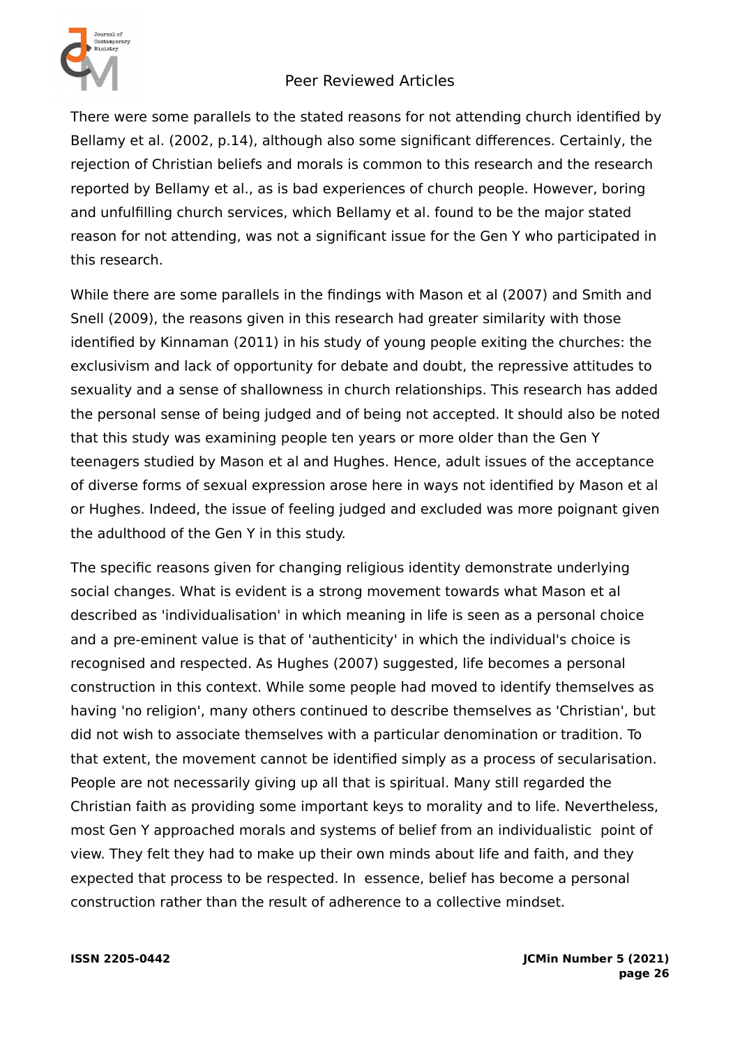There were some parallels to the stated reasons for not attending church identified by Bellamy et al. (2002, p.14), although also some significant differences. Certainly, the rejection of Christian beliefs and morals is common to this research and the research reported by Bellamy et al., as is bad experiences of church people. However, boring and unfulfilling church services, which Bellamy et al. found to be the major stated reason for not attending, was not a significant issue for the Gen Y who participated in this research.

While there are some parallels in the findings with Mason et al (2007) and Smith and Snell (2009), the reasons given in this research had greater similarity with those identified by Kinnaman (2011) in his study of young people exiting the churches: the exclusivism and lack of opportunity for debate and doubt, the repressive attitudes to sexuality and a sense of shallowness in church relationships. This research has added the personal sense of being judged and of being not accepted. It should also be noted that this study was examining people ten years or more older than the Gen Y teenagers studied by Mason et al and Hughes. Hence, adult issues of the acceptance of diverse forms of sexual expression arose here in ways not identified by Mason et al or Hughes. Indeed, the issue of feeling judged and excluded was more poignant given the adulthood of the Gen Y in this study.

The specific reasons given for changing religious identity demonstrate underlying social changes. What is evident is a strong movement towards what Mason et al described as 'individualisation' in which meaning in life is seen as a personal choice and a pre-eminent value is that of 'authenticity' in which the individual's choice is recognised and respected. As Hughes (2007) suggested, life becomes a personal construction in this context. While some people had moved to identify themselves as having 'no religion', many others continued to describe themselves as 'Christian', but did not wish to associate themselves with a particular denomination or tradition. To that extent, the movement cannot be identified simply as a process of secularisation. People are not necessarily giving up all that is spiritual. Many still regarded the Christian faith as providing some important keys to morality and to life. Nevertheless, most Gen Y approached morals and systems of belief from an individualistic point of view. They felt they had to make up their own minds about life and faith, and they expected that process to be respected. In essence, belief has become a personal construction rather than the result of adherence to a collective mindset.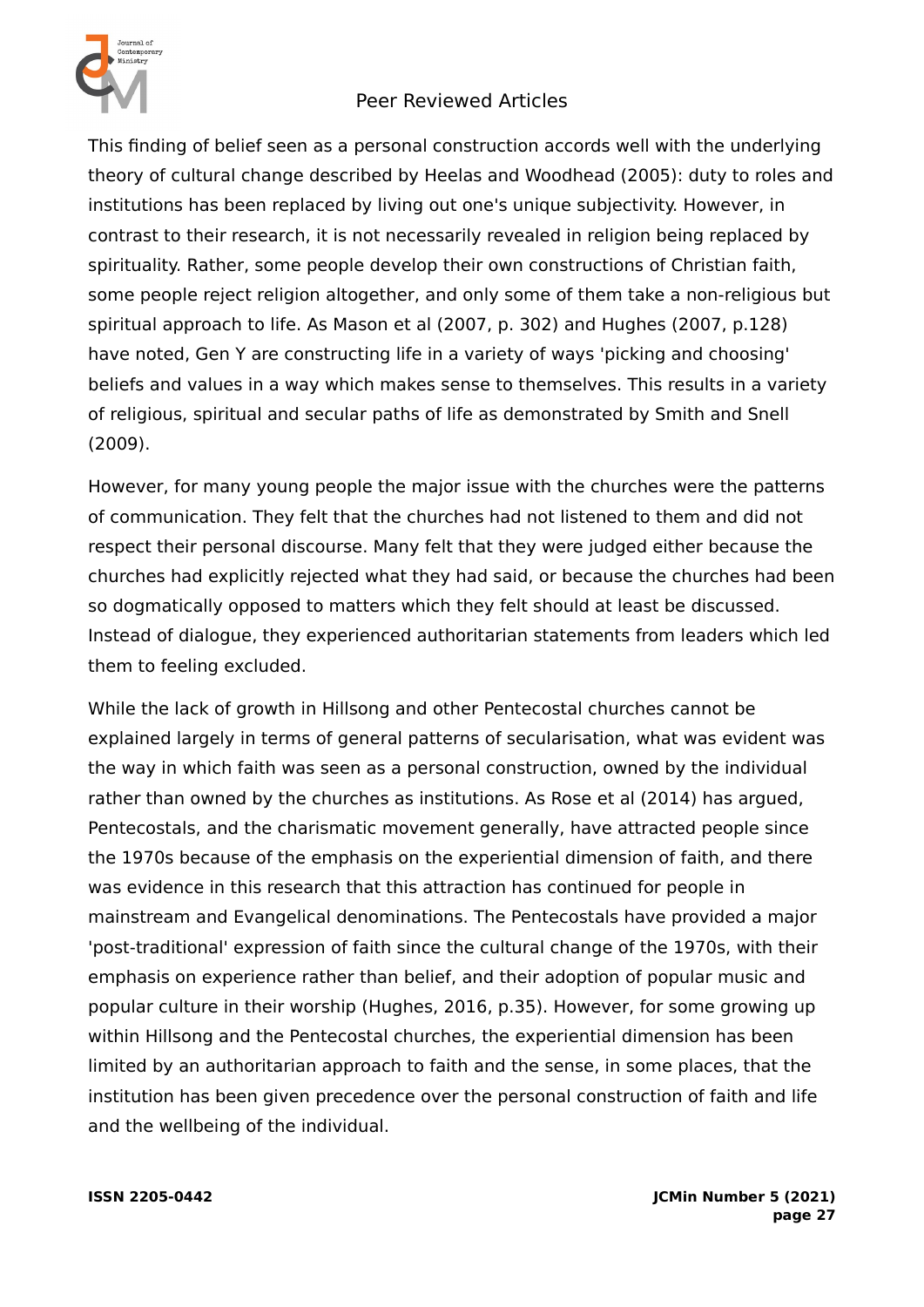This finding of belief seen as a personal construction accords well with the underlying theory of cultural change described by Heelas and Woodhead (2005): duty to roles and institutions has been replaced by living out one's unique subjectivity. However, in contrast to their research, it is not necessarily revealed in religion being replaced by spirituality. Rather, some people develop their own constructions of Christian faith, some people reject religion altogether, and only some of them take a non-religious but spiritual approach to life. As Mason et al (2007, p. 302) and Hughes (2007, p.128) have noted, Gen Y are constructing life in a variety of ways 'picking and choosing' beliefs and values in a way which makes sense to themselves. This results in a variety of religious, spiritual and secular paths of life as demonstrated by Smith and Snell (2009).

However, for many young people the major issue with the churches were the patterns of communication. They felt that the churches had not listened to them and did not respect their personal discourse. Many felt that they were judged either because the churches had explicitly rejected what they had said, or because the churches had been so dogmatically opposed to matters which they felt should at least be discussed. Instead of dialogue, they experienced authoritarian statements from leaders which led them to feeling excluded.

While the lack of growth in Hillsong and other Pentecostal churches cannot be explained largely in terms of general patterns of secularisation, what was evident was the way in which faith was seen as a personal construction, owned by the individual rather than owned by the churches as institutions. As Rose et al (2014) has argued, Pentecostals, and the charismatic movement generally, have attracted people since the 1970s because of the emphasis on the experiential dimension of faith, and there was evidence in this research that this attraction has continued for people in mainstream and Evangelical denominations. The Pentecostals have provided a major 'post-traditional' expression of faith since the cultural change of the 1970s, with their emphasis on experience rather than belief, and their adoption of popular music and popular culture in their worship (Hughes, 2016, p.35). However, for some growing up within Hillsong and the Pentecostal churches, the experiential dimension has been limited by an authoritarian approach to faith and the sense, in some places, that the institution has been given precedence over the personal construction of faith and life and the wellbeing of the individual.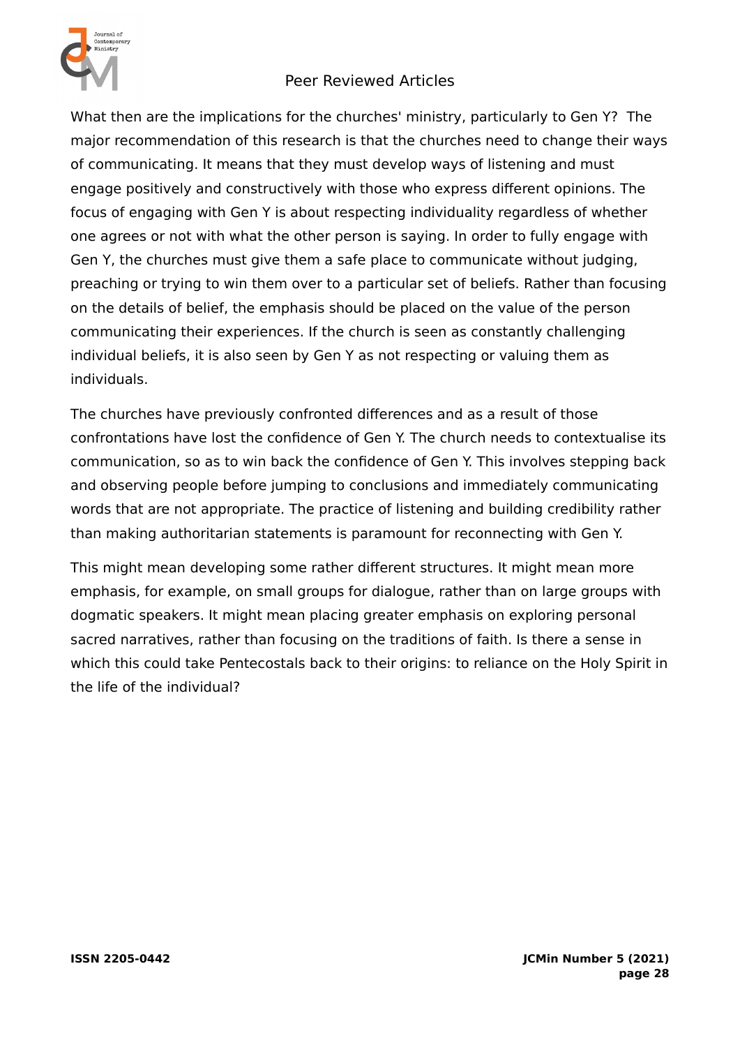What then are the implications for the churches' ministry, particularly to Gen Y? The major recommendation of this research is that the churches need to change their ways of communicating. It means that they must develop ways of listening and must engage positively and constructively with those who express different opinions. The focus of engaging with Gen Y is about respecting individuality regardless of whether one agrees or not with what the other person is saying. In order to fully engage with Gen Y, the churches must give them a safe place to communicate without judging, preaching or trying to win them over to a particular set of beliefs. Rather than focusing on the details of belief, the emphasis should be placed on the value of the person communicating their experiences. If the church is seen as constantly challenging individual beliefs, it is also seen by Gen Y as not respecting or valuing them as individuals.

The churches have previously confronted differences and as a result of those confrontations have lost the confidence of Gen Y. The church needs to contextualise its communication, so as to win back the confidence of Gen Y. This involves stepping back and observing people before jumping to conclusions and immediately communicating words that are not appropriate. The practice of listening and building credibility rather than making authoritarian statements is paramount for reconnecting with Gen Y.

This might mean developing some rather different structures. It might mean more emphasis, for example, on small groups for dialogue, rather than on large groups with dogmatic speakers. It might mean placing greater emphasis on exploring personal sacred narratives, rather than focusing on the traditions of faith. Is there a sense in which this could take Pentecostals back to their origins: to reliance on the Holy Spirit in the life of the individual?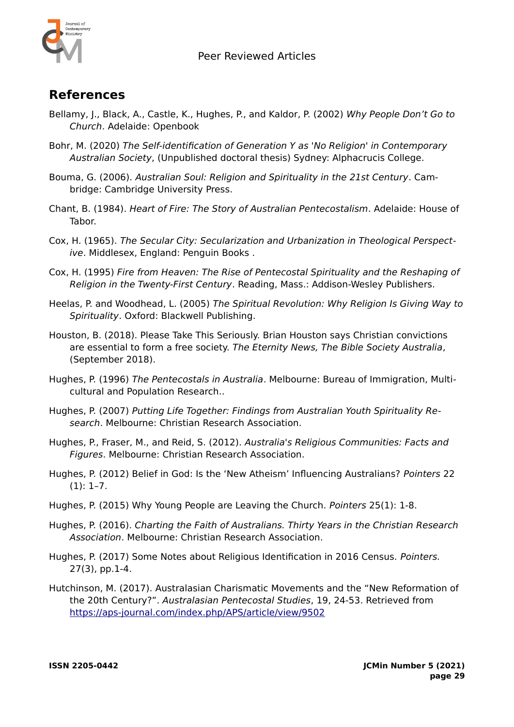## References

Bellamy, J., Black, A., Castle, K., Hughes, P., and Kaldor, P. (2002) *Why People Don't Go to Church*. Adelaide: Openbook

Bohr, M. (2020) *The Self-identification of Generation Y as 'No Religion' in Contemporary Australian Society*, (Unpublished doctoral thesis) Sydney: Alphacrucis College.

Bouma, G. (2006). *Australian Soul: Religion and Spirituality in the 21st Century*. Cambridge: Cambridge University Press.

Chant, B. (1984). *Heart of Fire: The Story of Australian Pentecostalism*. Adelaide: House of Tabor.

Cox, H. (1965). *The Secular City: Secularization and Urbanization in Theological Perspective*. Middlesex, England: Penguin Books .

Cox, H. (1995) *Fire from Heaven: The Rise of Pentecostal Spirituality and the Reshaping of Religion in the Twenty-First Century*. Reading, Mass.: Addison-Wesley Publishers.

Heelas, P. and Woodhead, L. (2005) *The Spiritual Revolution: Why Religion Is Giving Way to Spirituality*. Oxford: Blackwell Publishing.

Houston, B. (2018). Please Take This Seriously. Brian Houston says Christian convictions are essential to form a free society. *The Eternity News, The Bible Society Australia*, (September 2018).

Hughes, P. (1996) *The Pentecostals in Australia*. Melbourne: Bureau of Immigration, Multicultural and Population Research..

Hughes, P. (2007) *Putting Life Together: Findings from Australian Youth Spirituality Research*. Melbourne: Christian Research Association.

Hughes, P., Fraser, M., and Reid, S. (2012). *Australia's Religious Communities: Facts and Figures*. Melbourne: Christian Research Association.

Hughes, P. (2012) Belief in God: Is the 'New Atheism' Influencing Australians? *Pointers* 22 (1): 1–7.

Hughes, P. (2015) Why Young People are Leaving the Church. *Pointers* 25(1): 1-8.

Hughes, P. (2016). *Charting the Faith of Australians. Thirty Years in the Christian Research Association*. Melbourne: Christian Research Association.

Hughes, P. (2017) Some Notes about Religious Identification in 2016 Census. *Pointers.* 27(3), pp.1-4.

Hutchinson, M. (2017). Australasian Charismatic Movements and the "New Reformation of the 20th Century?". *Australasian Pentecostal Studies*, 19, 24-53. Retrieved from https://aps-journal.com/index.php/APS/article/view/9502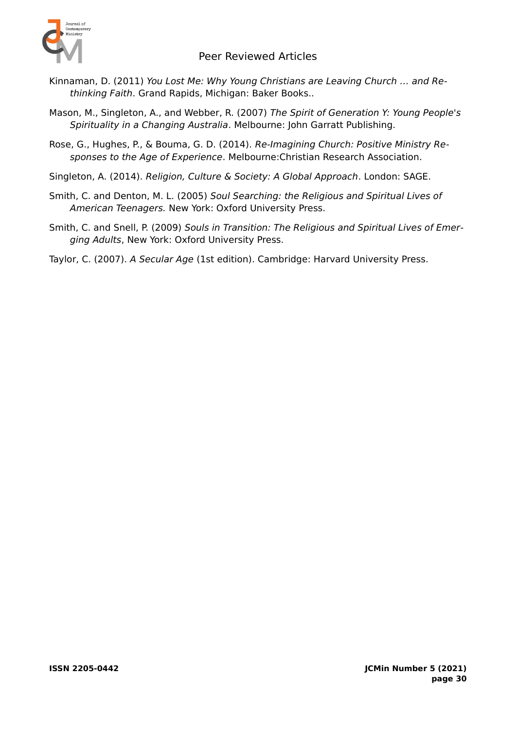Kinnaman, D. (2011) *You Lost Me: Why Young Christians are Leaving Church ... and Rethinking Faith*. Grand Rapids, Michigan: Baker Books..

Mason, M., Singleton, A., and Webber, R. (2007) *The Spirit of Generation Y: Young People's Spirituality in a Changing Australia*. Melbourne: John Garratt Publishing.

Rose, G., Hughes, P., & Bouma, G. D. (2014). *Re-Imagining Church: Positive Ministry Responses to the Age of Experience*. Melbourne:Christian Research Association.

Singleton, A. (2014). *Religion, Culture & Society: A Global Approach*. London: SAGE.

Smith, C. and Denton, M. L. (2005) *Soul Searching: the Religious and Spiritual Lives of American Teenagers.* New York: Oxford University Press.

Smith, C. and Snell, P. (2009) *Souls in Transition: The Religious and Spiritual Lives of Emerging Adults*, New York: Oxford University Press.

Taylor, C. (2007). *A Secular Age* (1st edition). Cambridge: Harvard University Press.